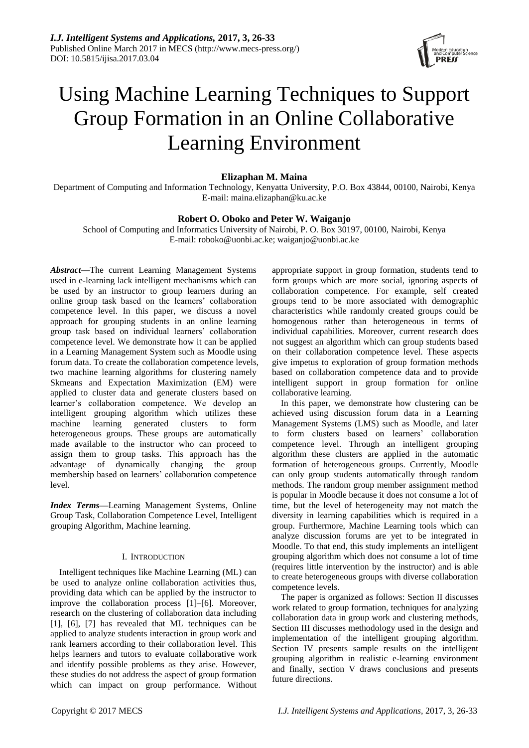# Using Machine Learning Techniques to Support Group Formation in an Online Collaborative Learning Environment

**Elizaphan M. Maina**

Department of Computing and Information Technology, Kenyatta University, P.O. Box 43844, 00100, Nairobi, Kenya
E-mail: maina.elizaphan@ku.ac.ke

**Robert O. Oboko and Peter W. Waiganjo**

School of Computing and Informatics University of Nairobi, P. O. Box 30197, 00100, Nairobi, Kenya
E-mail: roboko@uonbi.ac.ke; waiganjo@uonbi.ac.ke

***Abstract***—The current Learning Management Systems used in e-learning lack intelligent mechanisms which can be used by an instructor to group learners during an online group task based on the learners' collaboration competence level. In this paper, we discuss a novel approach for grouping students in an online learning group task based on individual learners' collaboration competence level. We demonstrate how it can be applied in a Learning Management System such as Moodle using forum data. To create the collaboration competence levels, two machine learning algorithms for clustering namely Skmeans and Expectation Maximization (EM) were applied to cluster data and generate clusters based on learner's collaboration competence. We develop an intelligent grouping algorithm which utilizes these machine learning generated clusters to form heterogeneous groups. These groups are automatically made available to the instructor who can proceed to assign them to group tasks. This approach has the advantage of dynamically changing the group membership based on learners' collaboration competence level.

***Index Terms***—Learning Management Systems, Online Group Task, Collaboration Competence Level, Intelligent grouping Algorithm, Machine learning.

## I. Introduction

Intelligent techniques like Machine Learning (ML) can be used to analyze online collaboration activities thus, providing data which can be applied by the instructor to improve the collaboration process [1]–[6]. Moreover, research on the clustering of collaboration data including [1], [6], [7] has revealed that ML techniques can be applied to analyze students interaction in group work and rank learners according to their collaboration level. This helps learners and tutors to evaluate collaborative work and identify possible problems as they arise. However, these studies do not address the aspect of group formation which can impact on group performance. Without appropriate support in group formation, students tend to form groups which are more social, ignoring aspects of collaboration competence. For example, self created groups tend to be more associated with demographic characteristics while randomly created groups could be homogenous rather than heterogeneous in terms of individual capabilities. Moreover, current research does not suggest an algorithm which can group students based on their collaboration competence level. These aspects give impetus to exploration of group formation methods based on collaboration competence data and to provide intelligent support in group formation for online collaborative learning.

In this paper, we demonstrate how clustering can be achieved using discussion forum data in a Learning Management Systems (LMS) such as Moodle, and later to form clusters based on learners' collaboration competence level. Through an intelligent grouping algorithm these clusters are applied in the automatic formation of heterogeneous groups. Currently, Moodle can only group students automatically through random methods. The random group member assignment method is popular in Moodle because it does not consume a lot of time, but the level of heterogeneity may not match the diversity in learning capabilities which is required in a group. Furthermore, Machine Learning tools which can analyze discussion forums are yet to be integrated in Moodle. To that end, this study implements an intelligent grouping algorithm which does not consume a lot of time (requires little intervention by the instructor) and is able to create heterogeneous groups with diverse collaboration competence levels.

The paper is organized as follows: Section II discusses work related to group formation, techniques for analyzing collaboration data in group work and clustering methods, Section III discusses methodology used in the design and implementation of the intelligent grouping algorithm. Section IV presents sample results on the intelligent grouping algorithm in realistic e-learning environment and finally, section V draws conclusions and presents future directions.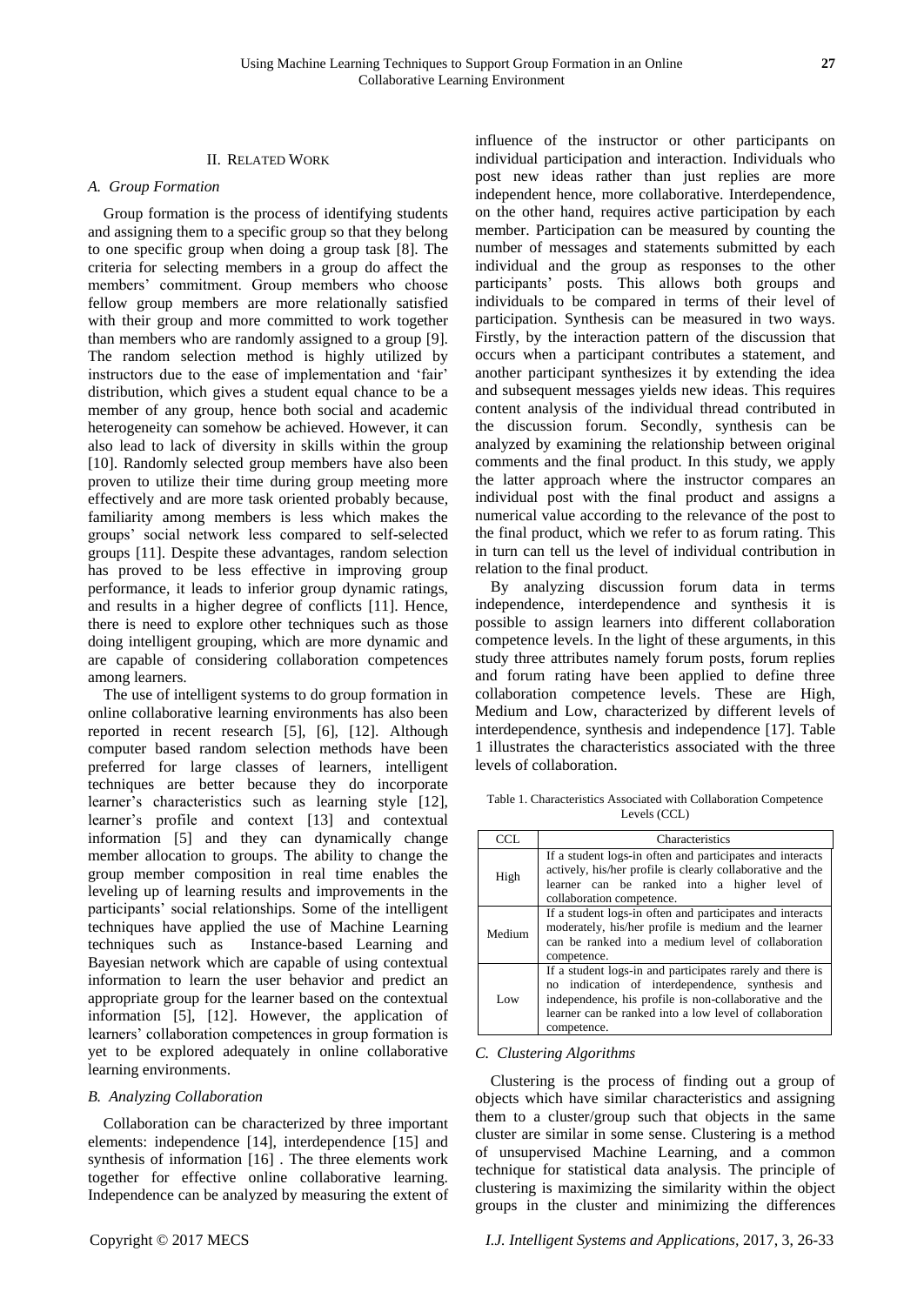## II. RELATED WORK

### *A. Group Formation*

Group formation is the process of identifying students and assigning them to a specific group so that they belong to one specific group when doing a group task [8]. The criteria for selecting members in a group do affect the members' commitment. Group members who choose fellow group members are more relationally satisfied with their group and more committed to work together than members who are randomly assigned to a group [9]. The random selection method is highly utilized by instructors due to the ease of implementation and 'fair' distribution, which gives a student equal chance to be a member of any group, hence both social and academic heterogeneity can somehow be achieved. However, it can also lead to lack of diversity in skills within the group [10]. Randomly selected group members have also been proven to utilize their time during group meeting more effectively and are more task oriented probably because, familiarity among members is less which makes the groups' social network less compared to self-selected groups [11]. Despite these advantages, random selection has proved to be less effective in improving group performance, it leads to inferior group dynamic ratings, and results in a higher degree of conflicts [11]. Hence, there is need to explore other techniques such as those doing intelligent grouping, which are more dynamic and are capable of considering collaboration competences among learners.

The use of intelligent systems to do group formation in online collaborative learning environments has also been reported in recent research [5], [6], [12]. Although computer based random selection methods have been preferred for large classes of learners, intelligent techniques are better because they do incorporate learner's characteristics such as learning style [12], learner's profile and context [13] and contextual information [5] and they can dynamically change member allocation to groups. The ability to change the group member composition in real time enables the leveling up of learning results and improvements in the participants' social relationships. Some of the intelligent techniques have applied the use of Machine Learning techniques such as Instance-based Learning and Bayesian network which are capable of using contextual information to learn the user behavior and predict an appropriate group for the learner based on the contextual information [5], [12]. However, the application of learners' collaboration competences in group formation is yet to be explored adequately in online collaborative learning environments.

### *B. Analyzing Collaboration*

Collaboration can be characterized by three important elements: independence [14], interdependence [15] and synthesis of information [16] . The three elements work together for effective online collaborative learning. Independence can be analyzed by measuring the extent of influence of the instructor or other participants on individual participation and interaction. Individuals who post new ideas rather than just replies are more independent hence, more collaborative. Interdependence, on the other hand, requires active participation by each member. Participation can be measured by counting the number of messages and statements submitted by each individual and the group as responses to the other participants' posts. This allows both groups and individuals to be compared in terms of their level of participation. Synthesis can be measured in two ways. Firstly, by the interaction pattern of the discussion that occurs when a participant contributes a statement, and another participant synthesizes it by extending the idea and subsequent messages yields new ideas. This requires content analysis of the individual thread contributed in the discussion forum. Secondly, synthesis can be analyzed by examining the relationship between original comments and the final product. In this study, we apply the latter approach where the instructor compares an individual post with the final product and assigns a numerical value according to the relevance of the post to the final product, which we refer to as forum rating. This in turn can tell us the level of individual contribution in relation to the final product.

By analyzing discussion forum data in terms independence, interdependence and synthesis it is possible to assign learners into different collaboration competence levels. In the light of these arguments, in this study three attributes namely forum posts, forum replies and forum rating have been applied to define three collaboration competence levels. These are High, Medium and Low, characterized by different levels of interdependence, synthesis and independence [17]. Table 1 illustrates the characteristics associated with the three levels of collaboration.

Table 1. Characteristics Associated with Collaboration Competence Levels (CCL)

| CCL | Characteristics |
|---|---|
| High | If a student logs-in often and participates and interacts actively, his/her profile is clearly collaborative and the learner can be ranked into a higher level of collaboration competence. |
| Medium | If a student logs-in often and participates and interacts moderately, his/her profile is medium and the learner can be ranked into a medium level of collaboration competence. |
| Low | If a student logs-in and participates rarely and there is no indication of interdependence, synthesis and independence, his profile is non-collaborative and the learner can be ranked into a low level of collaboration competence. |

### *C. Clustering Algorithms*

Clustering is the process of finding out a group of objects which have similar characteristics and assigning them to a cluster/group such that objects in the same cluster are similar in some sense. Clustering is a method of unsupervised Machine Learning, and a common technique for statistical data analysis. The principle of clustering is maximizing the similarity within the object groups in the cluster and minimizing the differences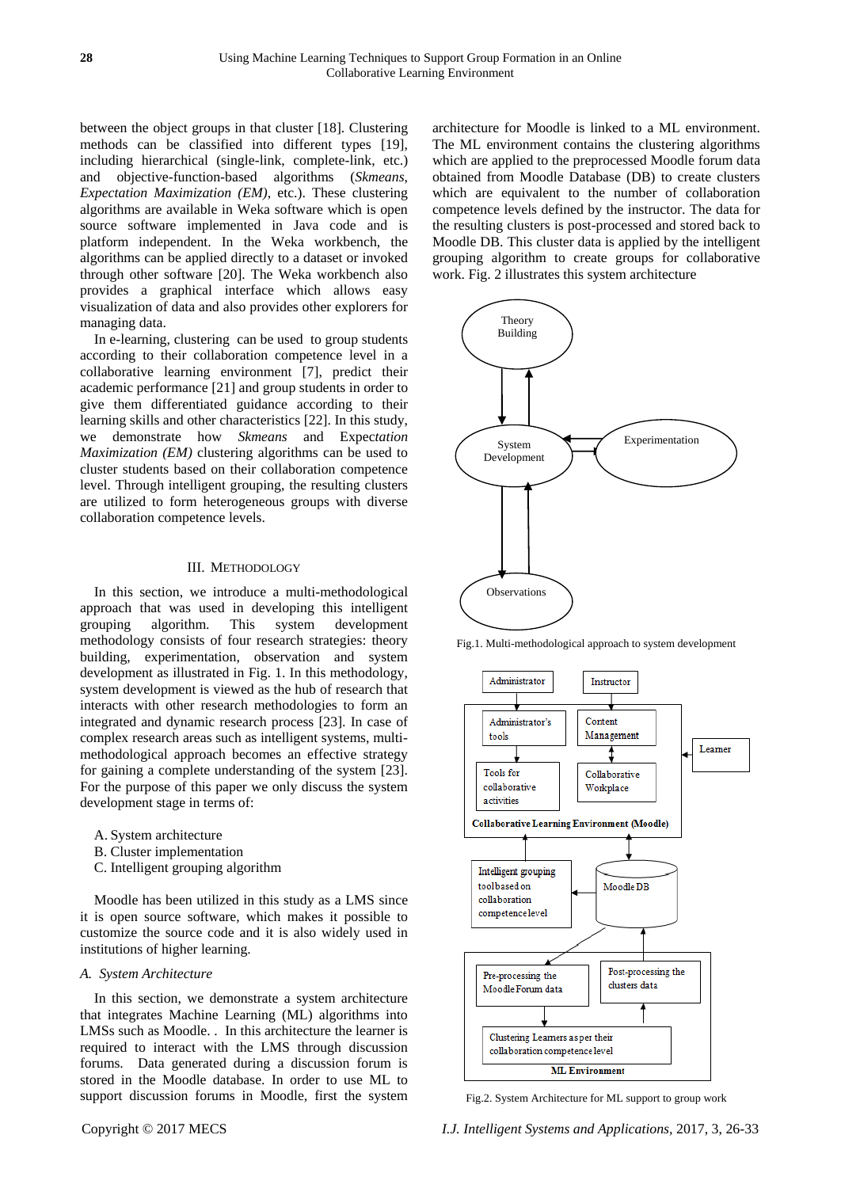between the object groups in that cluster [18]. Clustering methods can be classified into different types [19], including hierarchical (single-link, complete-link, etc.) and objective-function-based algorithms (*Skmeans*, *Expectation Maximization (EM)*, etc.). These clustering algorithms are available in Weka software which is open source software implemented in Java code and is platform independent. In the Weka workbench, the algorithms can be applied directly to a dataset or invoked through other software [20]. The Weka workbench also provides a graphical interface which allows easy visualization of data and also provides other explorers for managing data.

In e-learning, clustering can be used to group students according to their collaboration competence level in a collaborative learning environment [7], predict their academic performance [21] and group students in order to give them differentiated guidance according to their learning skills and other characteristics [22]. In this study, we demonstrate how *Skmeans* and Expect*ation Maximization (EM)* clustering algorithms can be used to cluster students based on their collaboration competence level. Through intelligent grouping, the resulting clusters are utilized to form heterogeneous groups with diverse collaboration competence levels.

## III. Methodology

In this section, we introduce a multi-methodological approach that was used in developing this intelligent grouping algorithm. This system development methodology consists of four research strategies: theory building, experimentation, observation and system development as illustrated in Fig. 1. In this methodology, system development is viewed as the hub of research that interacts with other research methodologies to form an integrated and dynamic research process [23]. In case of complex research areas such as intelligent systems, multi-methodological approach becomes an effective strategy for gaining a complete understanding of the system [23]. For the purpose of this paper we only discuss the system development stage in terms of:

A. System architecture
B. Cluster implementation
C. Intelligent grouping algorithm

Moodle has been utilized in this study as a LMS since it is open source software, which makes it possible to customize the source code and it is also widely used in institutions of higher learning.

### *A. System Architecture*

In this section, we demonstrate a system architecture that integrates Machine Learning (ML) algorithms into LMSs such as Moodle. . In this architecture the learner is required to interact with the LMS through discussion forums. Data generated during a discussion forum is stored in the Moodle database. In order to use ML to support discussion forums in Moodle, first the system architecture for Moodle is linked to a ML environment. The ML environment contains the clustering algorithms which are applied to the preprocessed Moodle forum data obtained from Moodle Database (DB) to create clusters which are equivalent to the number of collaboration competence levels defined by the instructor. The data for the resulting clusters is post-processed and stored back to Moodle DB. This cluster data is applied by the intelligent grouping algorithm to create groups for collaborative work. Fig. 2 illustrates this system architecture

Theory Building
System Development
Experimentation
Observations

Fig.1. Multi-methodological approach to system development

Administrator
Instructor
Administrator's tools
Content Management
Learner
Tools for collaborative activities
Collaborative Workplace
Collaborative Learning Environment (Moodle)
Intelligent grouping tool based on collaboration competence level
Moodle DB
Pre-processing the Moodle Forum data
Post-processing the clusters data
Clustering Learners as per their collaboration competence level
ML Environment

Fig.2. System Architecture for ML support to group work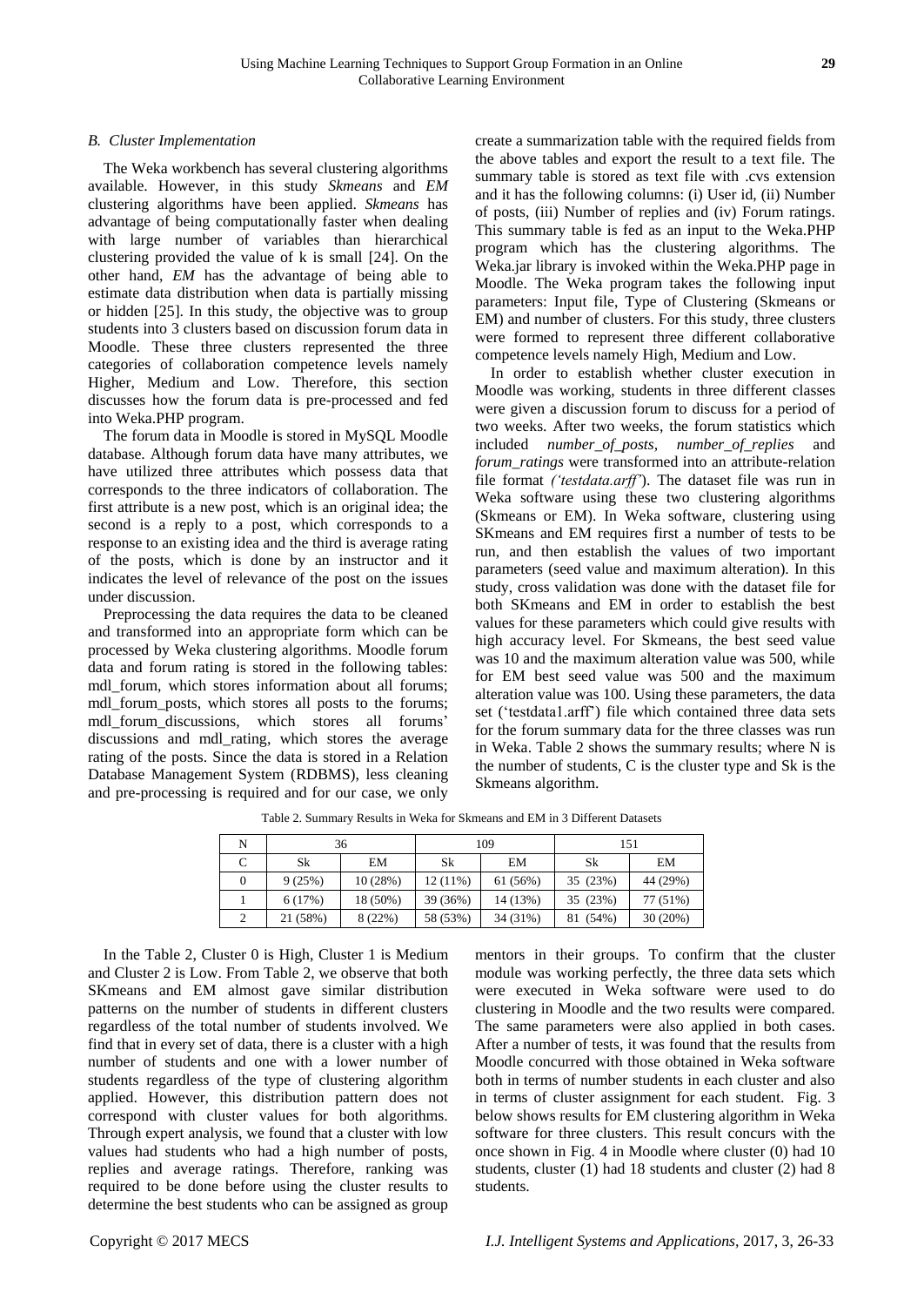### B. Cluster Implementation

The Weka workbench has several clustering algorithms available. However, in this study *Skmeans* and *EM* clustering algorithms have been applied. *Skmeans* has advantage of being computationally faster when dealing with large number of variables than hierarchical clustering provided the value of k is small [24]. On the other hand, *EM* has the advantage of being able to estimate data distribution when data is partially missing or hidden [25]. In this study, the objective was to group students into 3 clusters based on discussion forum data in Moodle. These three clusters represented the three categories of collaboration competence levels namely Higher, Medium and Low. Therefore, this section discusses how the forum data is pre-processed and fed into Weka.PHP program.

The forum data in Moodle is stored in MySQL Moodle database. Although forum data have many attributes, we have utilized three attributes which possess data that corresponds to the three indicators of collaboration. The first attribute is a new post, which is an original idea; the second is a reply to a post, which corresponds to a response to an existing idea and the third is average rating of the posts, which is done by an instructor and it indicates the level of relevance of the post on the issues under discussion.

Preprocessing the data requires the data to be cleaned and transformed into an appropriate form which can be processed by Weka clustering algorithms. Moodle forum data and forum rating is stored in the following tables: mdl_forum, which stores information about all forums; mdl_forum_posts, which stores all posts to the forums; mdl_forum_discussions, which stores all forums' discussions and mdl_rating, which stores the average rating of the posts. Since the data is stored in a Relation Database Management System (RDBMS), less cleaning and pre-processing is required and for our case, we only create a summarization table with the required fields from the above tables and export the result to a text file. The summary table is stored as text file with .cvs extension and it has the following columns: (i) User id, (ii) Number of posts, (iii) Number of replies and (iv) Forum ratings. This summary table is fed as an input to the Weka.PHP program which has the clustering algorithms. The Weka.jar library is invoked within the Weka.PHP page in Moodle. The Weka program takes the following input parameters: Input file, Type of Clustering (Skmeans or EM) and number of clusters. For this study, three clusters were formed to represent three different collaborative competence levels namely High, Medium and Low.

In order to establish whether cluster execution in Moodle was working, students in three different classes were given a discussion forum to discuss for a period of two weeks. After two weeks, the forum statistics which included *number_of_posts*, *number_of_replies* and *forum_ratings* were transformed into an attribute-relation file format *('testdata.arff'*). The dataset file was run in Weka software using these two clustering algorithms (Skmeans or EM). In Weka software, clustering using SKmeans and EM requires first a number of tests to be run, and then establish the values of two important parameters (seed value and maximum alteration). In this study, cross validation was done with the dataset file for both SKmeans and EM in order to establish the best values for these parameters which could give results with high accuracy level. For Skmeans, the best seed value was 10 and the maximum alteration value was 500, while for EM best seed value was 500 and the maximum alteration value was 100. Using these parameters, the data set ('testdata1.arff') file which contained three data sets for the forum summary data for the three classes was run in Weka. Table 2 shows the summary results; where N is the number of students, C is the cluster type and Sk is the Skmeans algorithm.

Table 2. Summary Results in Weka for Skmeans and EM in 3 Different Datasets

| N | 36 | | 109 | | 151 | |
|---|---|---|---|---|---|---|
| C | Sk | EM | Sk | EM | Sk | EM |
| 0 | 9 (25%) | 10 (28%) | 12 (11%) | 61 (56%) | 35 (23%) | 44 (29%) |
| 1 | 6 (17%) | 18 (50%) | 39 (36%) | 14 (13%) | 35 (23%) | 77 (51%) |
| 2 | 21 (58%) | 8 (22%) | 58 (53%) | 34 (31%) | 81 (54%) | 30 (20%) |

In the Table 2, Cluster 0 is High, Cluster 1 is Medium and Cluster 2 is Low. From Table 2, we observe that both SKmeans and EM almost gave similar distribution patterns on the number of students in different clusters regardless of the total number of students involved. We find that in every set of data, there is a cluster with a high number of students and one with a lower number of students regardless of the type of clustering algorithm applied. However, this distribution pattern does not correspond with cluster values for both algorithms. Through expert analysis, we found that a cluster with low values had students who had a high number of posts, replies and average ratings. Therefore, ranking was required to be done before using the cluster results to determine the best students who can be assigned as group mentors in their groups. To confirm that the cluster module was working perfectly, the three data sets which were executed in Weka software were used to do clustering in Moodle and the two results were compared. The same parameters were also applied in both cases. After a number of tests, it was found that the results from Moodle concurred with those obtained in Weka software both in terms of number students in each cluster and also in terms of cluster assignment for each student. Fig. 3 below shows results for EM clustering algorithm in Weka software for three clusters. This result concurs with the once shown in Fig. 4 in Moodle where cluster (0) had 10 students, cluster (1) had 18 students and cluster (2) had 8 students.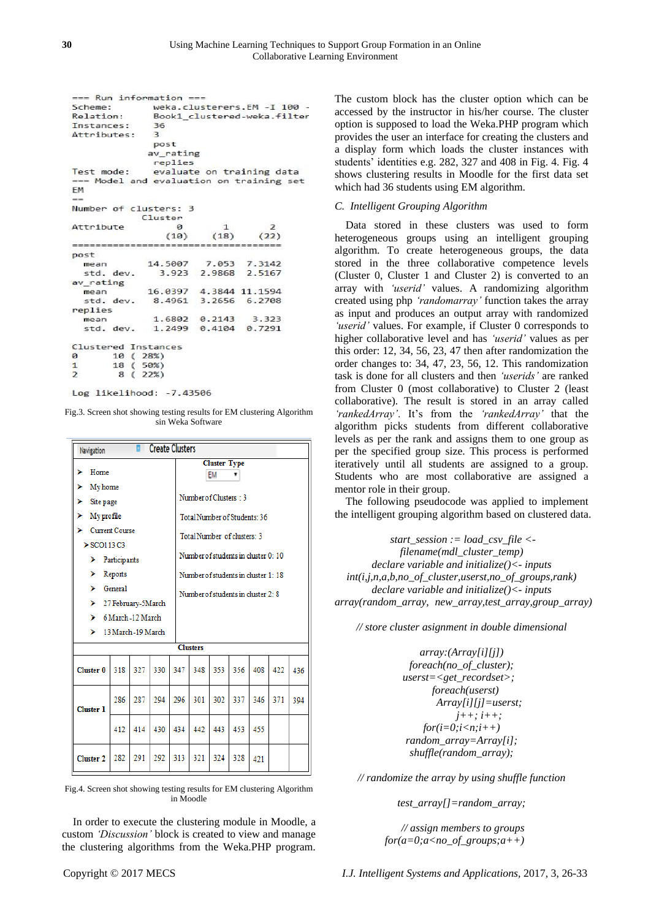```
=== Run information ===
Scheme:       weka.clusterers.EM -I 100 -
Relation:     Book1_clustered-weka.filter
Instances:    36
Attributes:   3
              post
             av_rating
              replies
Test mode:    evaluate on training data
=== Model and evaluation on training set
EM
==
Number of clusters: 3
                   Cluster
Attribute          0        1       2
                 (10)     (18)    (22)
=========================================
post
  mean         14.5007    7.053   7.3142
  std. dev.     3.923   2.9868   2.5167
av_rating
  mean         16.0397   4.3844  11.1594
  std. dev.     8.4961   3.2656   6.2708
replies
  mean          1.6802   0.2143    3.323
  std. dev.     1.2499   0.4104   0.7291

Clustered Instances
0        10 ( 28%)
1        18 ( 50%)
2         8 ( 22%)

Log likelihood: -7.43506
```

Fig.3. Screen shot showing testing results for EM clustering Algorithm sin Weka Software

| Navigation | Create Clusters |
|---|---|
| ➤ Home<br>➤ My home<br>➤ Site page<br>➤ My profile<br>➤ Current Course<br>➤SCO113C3<br>➤ Participants<br>➤ Reports<br>➤ General<br>➤ 27 February-5March<br>➤ 6 March-12 March<br>➤ 13 March-19 March | Cluster Type: EM<br>Number of Clusters : 3<br>Total Number of Students: 36<br>Total Number of clusters: 3<br>Number of students in cluster 0: 10<br>Number of students in cluster 1: 18<br>Number of students in cluster 2: 8 |

| Clusters | | | | | | | | | | |
|---|---|---|---|---|---|---|---|---|---|---|
| Cluster 0 | 318 | 327 | 330 | 347 | 348 | 353 | 356 | 408 | 422 | 436 |
| Cluster 1 | 286 | 287 | 294 | 296 | 301 | 302 | 337 | 346 | 371 | 394 |
| | 412 | 414 | 430 | 434 | 442 | 443 | 453 | 455 | | |
| Cluster 2 | 282 | 291 | 292 | 313 | 321 | 324 | 328 | 421 | | |

Fig.4. Screen shot showing testing results for EM clustering Algorithm in Moodle

In order to execute the clustering module in Moodle, a custom *'Discussion'* block is created to view and manage the clustering algorithms from the Weka.PHP program.

The custom block has the cluster option which can be accessed by the instructor in his/her course. The cluster option is supposed to load the Weka.PHP program which provides the user an interface for creating the clusters and a display form which loads the cluster instances with students' identities e.g. 282, 327 and 408 in Fig. 4. Fig. 4 shows clustering results in Moodle for the first data set which had 36 students using EM algorithm.

### C. Intelligent Grouping Algorithm

Data stored in these clusters was used to form heterogeneous groups using an intelligent grouping algorithm. To create heterogeneous groups, the data stored in the three collaborative competence levels (Cluster 0, Cluster 1 and Cluster 2) is converted to an array with *'userid'* values. A randomizing algorithm created using php *'randomarray'* function takes the array as input and produces an output array with randomized *'userid'* values. For example, if Cluster 0 corresponds to higher collaborative level and has *'userid'* values as per this order: 12, 34, 56, 23, 47 then after randomization the order changes to: 34, 47, 23, 56, 12. This randomization task is done for all clusters and then *'userids'* are ranked from Cluster 0 (most collaborative) to Cluster 2 (least collaborative). The result is stored in an array called *'rankedArray'*. It's from the *'rankedArray'* that the algorithm picks students from different collaborative levels as per the rank and assigns them to one group as per the specified group size. This process is performed iteratively until all students are assigned to a group. Students who are most collaborative are assigned a mentor role in their group.

The following pseudocode was applied to implement the intelligent grouping algorithm based on clustered data.

*start_session := load_csv_file <- filename(mdl_cluster_temp)*
*declare variable and initialize()<- inputs int(i,j,n,a,b,no_of_cluster,userst,no_of_groups,rank)*
*declare variable and initialize()<- inputs array(random_array, new_array,test_array,group_array)*

*// store cluster assignment in double dimensional*

*array:(Array[i][j])*
*foreach(no_of_cluster);*
*userst=<get_recordset>;*
*foreach(userst)*
*Array[i][j]=userst;*
*j++; i++;*
*for(i=0;i<n;i++)*
*random_array=Array[i];*
*shuffle(random_array);*

*// randomize the array by using shuffle function*

*test_array[]=random_array;*

*// assign members to groups*
*for(a=0;a<no_of_groups;a++)*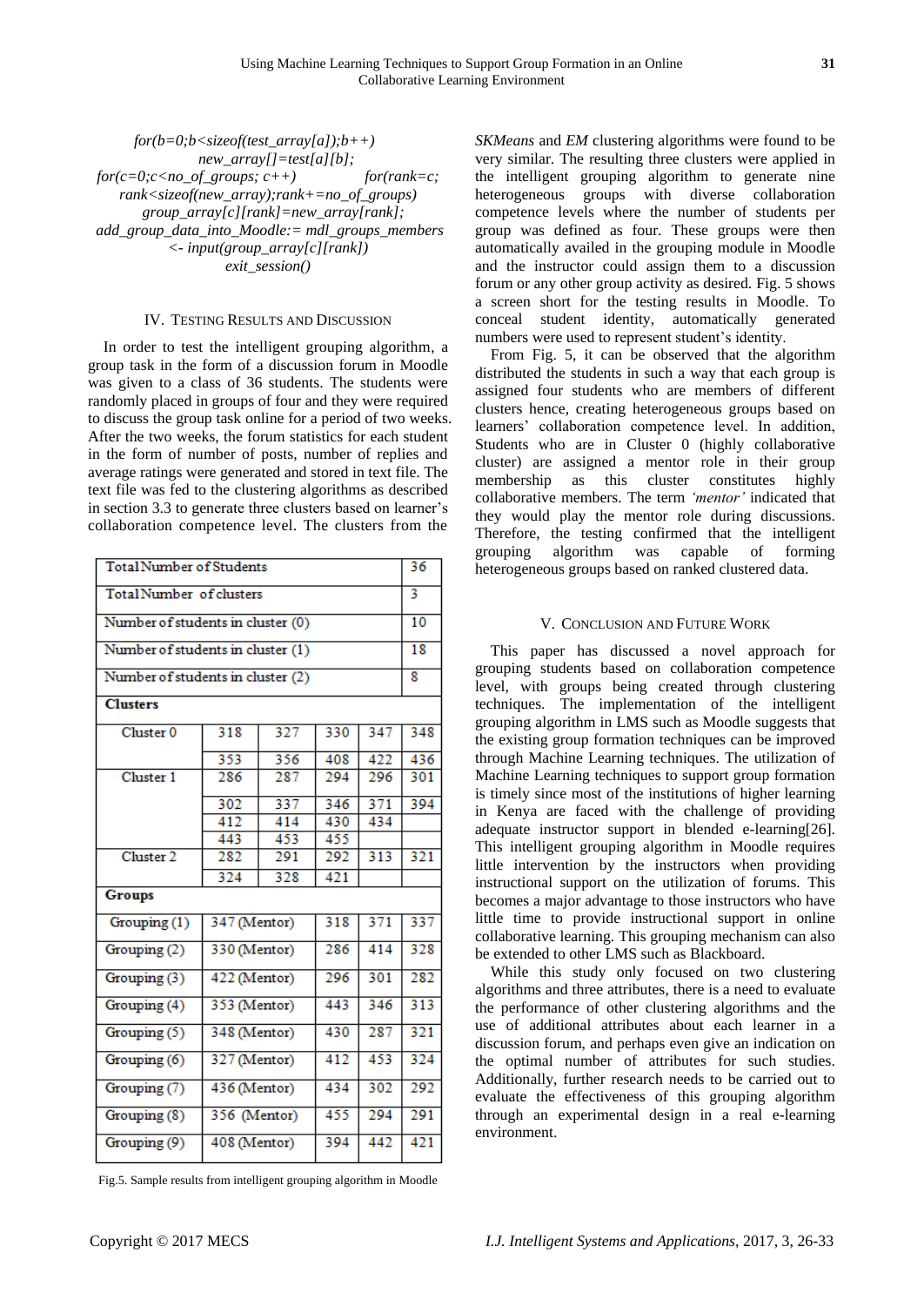```
for(b=0;b<sizeof(test_array[a]);b++)
    new_array[]=test[a][b];
for(c=0;c<no_of_groups; c++)        for(rank=c;
rank<sizeof(new_array);rank+=no_of_groups)
    group_array[c][rank]=new_array[rank];
add_group_data_into_Moodle:= mdl_groups_members
    <- input(group_array[c][rank])
    exit_session()
```

## IV. Testing Results and Discussion

In order to test the intelligent grouping algorithm, a group task in the form of a discussion forum in Moodle was given to a class of 36 students. The students were randomly placed in groups of four and they were required to discuss the group task online for a period of two weeks. After the two weeks, the forum statistics for each student in the form of number of posts, number of replies and average ratings were generated and stored in text file. The text file was fed to the clustering algorithms as described in section 3.3 to generate three clusters based on learner's collaboration competence level. The clusters from the *SKMeans* and *EM* clustering algorithms were found to be very similar. The resulting three clusters were applied in the intelligent grouping algorithm to generate nine heterogeneous groups with diverse collaboration competence levels where the number of students per group was defined as four. These groups were then automatically availed in the grouping module in Moodle and the instructor could assign them to a discussion forum or any other group activity as desired. Fig. 5 shows a screen short for the testing results in Moodle. To conceal student identity, automatically generated numbers were used to represent student's identity.

| | | | | | |
|---|---|---|---|---|---|
| Total Number of Students | | | | | 36 |
| Total Number of clusters | | | | | 3 |
| Number of students in cluster (0) | | | | | 10 |
| Number of students in cluster (1) | | | | | 18 |
| Number of students in cluster (2) | | | | | 8 |
| **Clusters** | | | | | |
| Cluster 0 | 318 | 327 | 330 | 347 | 348 |
| | 353 | 356 | 408 | 422 | 436 |
| Cluster 1 | 286 | 287 | 294 | 296 | 301 |
| | 302 | 337 | 346 | 371 | 394 |
| | 412 | 414 | 430 | 434 | |
| | 443 | 453 | 455 | | |
| Cluster 2 | 282 | 291 | 292 | 313 | 321 |
| | 324 | 328 | 421 | | |
| **Groups** | | | | | |
| Grouping (1) | 347 (Mentor) | | 318 | 371 | 337 |
| Grouping (2) | 330 (Mentor) | | 286 | 414 | 328 |
| Grouping (3) | 422 (Mentor) | | 296 | 301 | 282 |
| Grouping (4) | 353 (Mentor) | | 443 | 346 | 313 |
| Grouping (5) | 348 (Mentor) | | 430 | 287 | 321 |
| Grouping (6) | 327 (Mentor) | | 412 | 453 | 324 |
| Grouping (7) | 436 (Mentor) | | 434 | 302 | 292 |
| Grouping (8) | 356 (Mentor) | | 455 | 294 | 291 |
| Grouping (9) | 408 (Mentor) | | 394 | 442 | 421 |

Fig.5. Sample results from intelligent grouping algorithm in Moodle

From Fig. 5, it can be observed that the algorithm distributed the students in such a way that each group is assigned four students who are members of different clusters hence, creating heterogeneous groups based on learners' collaboration competence level. In addition, Students who are in Cluster 0 (highly collaborative cluster) are assigned a mentor role in their group membership as this cluster constitutes highly collaborative members. The term *'mentor'* indicated that they would play the mentor role during discussions. Therefore, the testing confirmed that the intelligent grouping algorithm was capable of forming heterogeneous groups based on ranked clustered data.

## V. Conclusion and Future Work

This paper has discussed a novel approach for grouping students based on collaboration competence level, with groups being created through clustering techniques. The implementation of the intelligent grouping algorithm in LMS such as Moodle suggests that the existing group formation techniques can be improved through Machine Learning techniques. The utilization of Machine Learning techniques to support group formation is timely since most of the institutions of higher learning in Kenya are faced with the challenge of providing adequate instructor support in blended e-learning[26]. This intelligent grouping algorithm in Moodle requires little intervention by the instructors when providing instructional support on the utilization of forums. This becomes a major advantage to those instructors who have little time to provide instructional support in online collaborative learning. This grouping mechanism can also be extended to other LMS such as Blackboard.

While this study only focused on two clustering algorithms and three attributes, there is a need to evaluate the performance of other clustering algorithms and the use of additional attributes about each learner in a discussion forum, and perhaps even give an indication on the optimal number of attributes for such studies. Additionally, further research needs to be carried out to evaluate the effectiveness of this grouping algorithm through an experimental design in a real e-learning environment.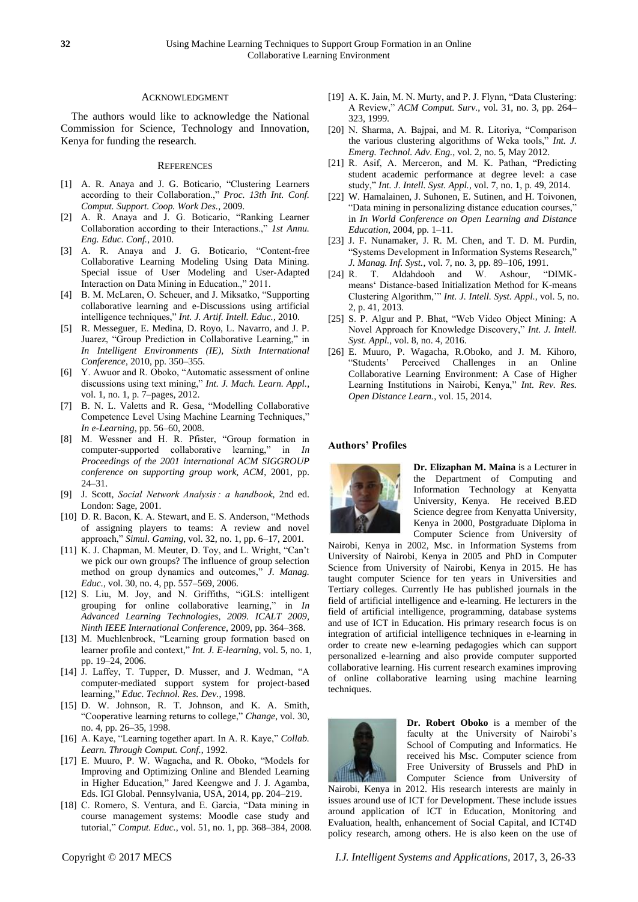## ACKNOWLEDGMENT

The authors would like to acknowledge the National Commission for Science, Technology and Innovation, Kenya for funding the research.

## REFERENCES

- [1] A. R. Anaya and J. G. Boticario, "Clustering Learners according to their Collaboration.," *Proc. 13th Int. Conf. Comput. Support. Coop. Work Des.*, 2009.
- [2] A. R. Anaya and J. G. Boticario, "Ranking Learner Collaboration according to their Interactions.," *1st Annu. Eng. Educ. Conf.*, 2010.
- [3] A. R. Anaya and J. G. Boticario, "Content-free Collaborative Learning Modeling Using Data Mining. Special issue of User Modeling and User-Adapted Interaction on Data Mining in Education.," 2011.
- [4] B. M. McLaren, O. Scheuer, and J. Miksatko, "Supporting collaborative learning and e-Discussions using artificial intelligence techniques," *Int. J. Artif. Intell. Educ.*, 2010.
- [5] R. Messeguer, E. Medina, D. Royo, L. Navarro, and J. P. Juarez, "Group Prediction in Collaborative Learning," in *In Intelligent Environments (IE), Sixth International Conference*, 2010, pp. 350–355.
- [6] Y. Awuor and R. Oboko, "Automatic assessment of online discussions using text mining," *Int. J. Mach. Learn. Appl.*, vol. 1, no. 1, p. 7–pages, 2012.
- [7] B. N. L. Valetts and R. Gesa, "Modelling Collaborative Competence Level Using Machine Learning Techniques," *In e-Learning*, pp. 56–60, 2008.
- [8] M. Wessner and H. R. Pfister, "Group formation in computer-supported collaborative learning," in *In Proceedings of the 2001 international ACM SIGGROUP conference on supporting group work, ACM*, 2001, pp. 24–31.
- [9] J. Scott, *Social Network Analysis : a handbook*, 2nd ed. London: Sage, 2001.
- [10] D. R. Bacon, K. A. Stewart, and E. S. Anderson, "Methods of assigning players to teams: A review and novel approach," *Simul. Gaming*, vol. 32, no. 1, pp. 6–17, 2001.
- [11] K. J. Chapman, M. Meuter, D. Toy, and L. Wright, "Can't we pick our own groups? The influence of group selection method on group dynamics and outcomes," *J. Manag. Educ.*, vol. 30, no. 4, pp. 557–569, 2006.
- [12] S. Liu, M. Joy, and N. Griffiths, "iGLS: intelligent grouping for online collaborative learning," in *In Advanced Learning Technologies, 2009. ICALT 2009, Ninth IEEE International Conference*, 2009, pp. 364–368.
- [13] M. Muehlenbrock, "Learning group formation based on learner profile and context," *Int. J. E-learning*, vol. 5, no. 1, pp. 19–24, 2006.
- [14] J. Laffey, T. Tupper, D. Musser, and J. Wedman, "A computer-mediated support system for project-based learning," *Educ. Technol. Res. Dev.*, 1998.
- [15] D. W. Johnson, R. T. Johnson, and K. A. Smith, "Cooperative learning returns to college," *Change*, vol. 30, no. 4, pp. 26–35, 1998.
- [16] A. Kaye, "Learning together apart. In A. R. Kaye," *Collab. Learn. Through Comput. Conf.*, 1992.
- [17] E. Muuro, P. W. Wagacha, and R. Oboko, "Models for Improving and Optimizing Online and Blended Learning in Higher Education," Jared Keengwe and J. J. Agamba, Eds. IGI Global. Pennsylvania, USA, 2014, pp. 204–219.
- [18] C. Romero, S. Ventura, and E. Garcia, "Data mining in course management systems: Moodle case study and tutorial," *Comput. Educ.*, vol. 51, no. 1, pp. 368–384, 2008.
- [19] A. K. Jain, M. N. Murty, and P. J. Flynn, "Data Clustering: A Review," *ACM Comput. Surv.*, vol. 31, no. 3, pp. 264–323, 1999.
- [20] N. Sharma, A. Bajpai, and M. R. Litoriya, "Comparison the various clustering algorithms of Weka tools," *Int. J. Emerg. Technol. Adv. Eng.*, vol. 2, no. 5, May 2012.
- [21] R. Asif, A. Merceron, and M. K. Pathan, "Predicting student academic performance at degree level: a case study," *Int. J. Intell. Syst. Appl.*, vol. 7, no. 1, p. 49, 2014.
- [22] W. Hamalainen, J. Suhonen, E. Sutinen, and H. Toivonen, "Data mining in personalizing distance education courses," in *In World Conference on Open Learning and Distance Education*, 2004, pp. 1–11.
- [23] J. F. Nunamaker, J. R. M. Chen, and T. D. M. Purdin, "Systems Development in Information Systems Research," *J. Manag. Inf. Syst.*, vol. 7, no. 3, pp. 89–106, 1991.
- [24] R. T. Aldahdooh and W. Ashour, "DIMK-means' Distance-based Initialization Method for K-means Clustering Algorithm,'" *Int. J. Intell. Syst. Appl.*, vol. 5, no. 2, p. 41, 2013.
- [25] S. P. Algur and P. Bhat, "Web Video Object Mining: A Novel Approach for Knowledge Discovery," *Int. J. Intell. Syst. Appl.*, vol. 8, no. 4, 2016.
- [26] E. Muuro, P. Wagacha, R.Oboko, and J. M. Kihoro, "Students' Perceived Challenges in an Online Collaborative Learning Environment: A Case of Higher Learning Institutions in Nairobi, Kenya," *Int. Rev. Res. Open Distance Learn.*, vol. 15, 2014.

## Authors' Profiles

**Dr. Elizaphan M. Maina** is a Lecturer in the Department of Computing and Information Technology at Kenyatta University, Kenya. He received B.ED Science degree from Kenyatta University, Kenya in 2000, Postgraduate Diploma in Computer Science from University of Nairobi, Kenya in 2002, Msc. in Information Systems from University of Nairobi, Kenya in 2005 and PhD in Computer Science from University of Nairobi, Kenya in 2015. He has taught computer Science for ten years in Universities and Tertiary colleges. Currently He has published journals in the field of artificial intelligence and e-learning. He lecturers in the field of artificial intelligence, programming, database systems and use of ICT in Education. His primary research focus is on integration of artificial intelligence techniques in e-learning in order to create new e-learning pedagogies which can support personalized e-learning and also provide computer supported collaborative learning. His current research examines improving of online collaborative learning using machine learning techniques.

**Dr. Robert Oboko** is a member of the faculty at the University of Nairobi's School of Computing and Informatics. He received his Msc. Computer science from Free University of Brussels and PhD in Computer Science from University of Nairobi, Kenya in 2012. His research interests are mainly in issues around use of ICT for Development. These include issues around application of ICT in Education, Monitoring and Evaluation, health, enhancement of Social Capital, and ICT4D policy research, among others. He is also keen on the use of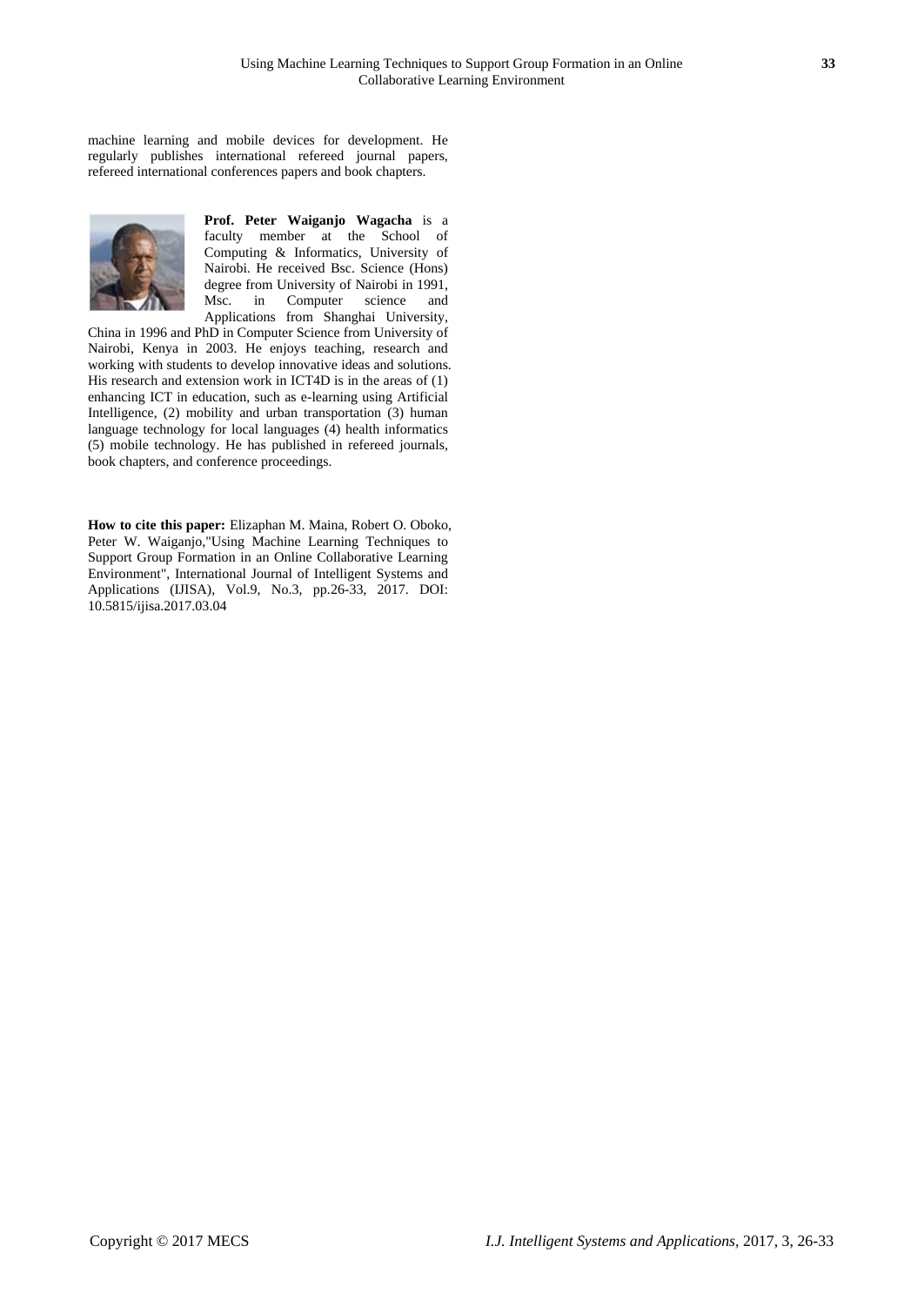machine learning and mobile devices for development. He regularly publishes international refereed journal papers, refereed international conferences papers and book chapters.

**Prof. Peter Waiganjo Wagacha** is a faculty member at the School of Computing & Informatics, University of Nairobi. He received Bsc. Science (Hons) degree from University of Nairobi in 1991, Msc. in Computer science and Applications from Shanghai University, China in 1996 and PhD in Computer Science from University of Nairobi, Kenya in 2003. He enjoys teaching, research and working with students to develop innovative ideas and solutions. His research and extension work in ICT4D is in the areas of (1) enhancing ICT in education, such as e-learning using Artificial Intelligence, (2) mobility and urban transportation (3) human language technology for local languages (4) health informatics (5) mobile technology. He has published in refereed journals, book chapters, and conference proceedings.

**How to cite this paper:** Elizaphan M. Maina, Robert O. Oboko, Peter W. Waiganjo,"Using Machine Learning Techniques to Support Group Formation in an Online Collaborative Learning Environment", International Journal of Intelligent Systems and Applications (IJISA), Vol.9, No.3, pp.26-33, 2017. DOI: 10.5815/ijisa.2017.03.04